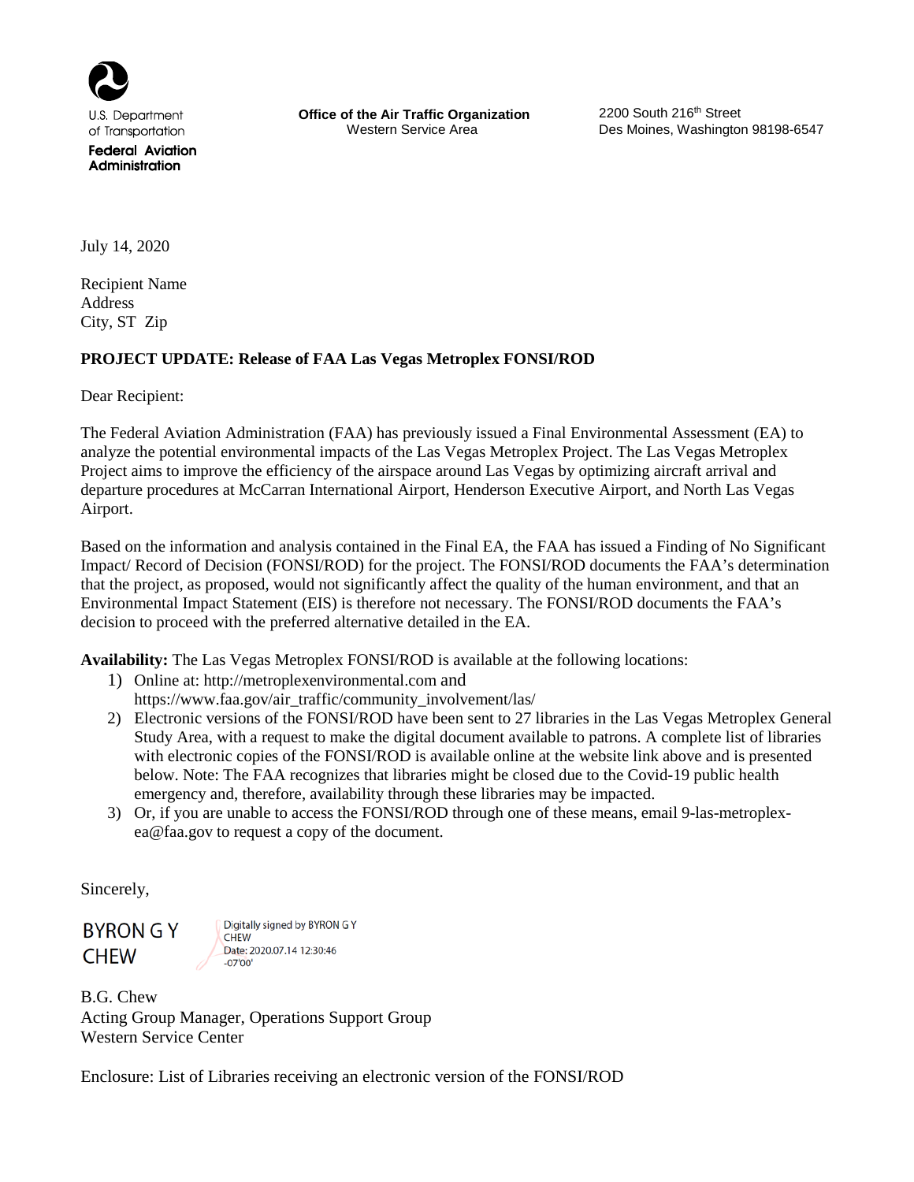U.S. Department of Transportation
**Federal Aviation Administration**

**Office of the Air Traffic Organization**
Western Service Area

2200 South 216th Street
Des Moines, Washington 98198-6547

July 14, 2020

Recipient Name
Address
City, ST Zip

**PROJECT UPDATE: Release of FAA Las Vegas Metroplex FONSI/ROD**

Dear Recipient:

The Federal Aviation Administration (FAA) has previously issued a Final Environmental Assessment (EA) to analyze the potential environmental impacts of the Las Vegas Metroplex Project. The Las Vegas Metroplex Project aims to improve the efficiency of the airspace around Las Vegas by optimizing aircraft arrival and departure procedures at McCarran International Airport, Henderson Executive Airport, and North Las Vegas Airport.

Based on the information and analysis contained in the Final EA, the FAA has issued a Finding of No Significant Impact/ Record of Decision (FONSI/ROD) for the project. The FONSI/ROD documents the FAA's determination that the project, as proposed, would not significantly affect the quality of the human environment, and that an Environmental Impact Statement (EIS) is therefore not necessary. The FONSI/ROD documents the FAA's decision to proceed with the preferred alternative detailed in the EA.

**Availability:** The Las Vegas Metroplex FONSI/ROD is available at the following locations:

1) Online at: http://metroplexenvironmental.com and https://www.faa.gov/air_traffic/community_involvement/las/
2) Electronic versions of the FONSI/ROD have been sent to 27 libraries in the Las Vegas Metroplex General Study Area, with a request to make the digital document available to patrons. A complete list of libraries with electronic copies of the FONSI/ROD is available online at the website link above and is presented below. Note: The FAA recognizes that libraries might be closed due to the Covid-19 public health emergency and, therefore, availability through these libraries may be impacted.
3) Or, if you are unable to access the FONSI/ROD through one of these means, email 9-las-metroplex-ea@faa.gov to request a copy of the document.

Sincerely,

BYRON G Y CHEW
Digitally signed by BYRON G Y CHEW
Date: 2020.07.14 12:30:46 -07'00'

B.G. Chew
Acting Group Manager, Operations Support Group
Western Service Center

Enclosure: List of Libraries receiving an electronic version of the FONSI/ROD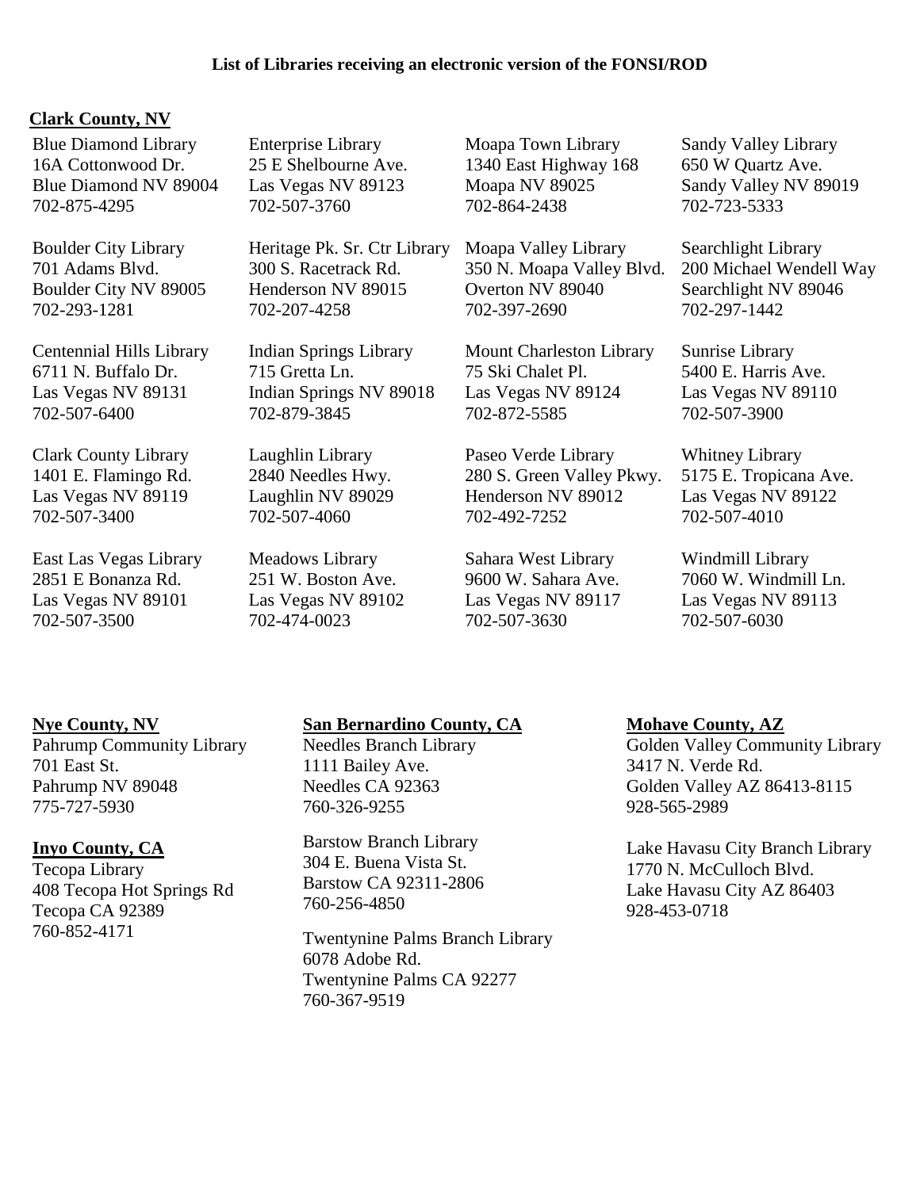**List of Libraries receiving an electronic version of the FONSI/ROD**

**Clark County, NV**

Blue Diamond Library
16A Cottonwood Dr.
Blue Diamond NV 89004
702-875-4295

Boulder City Library
701 Adams Blvd.
Boulder City NV 89005
702-293-1281

Centennial Hills Library
6711 N. Buffalo Dr.
Las Vegas NV 89131
702-507-6400

Clark County Library
1401 E. Flamingo Rd.
Las Vegas NV 89119
702-507-3400

East Las Vegas Library
2851 E Bonanza Rd.
Las Vegas NV 89101
702-507-3500

Enterprise Library
25 E Shelbourne Ave.
Las Vegas NV 89123
702-507-3760

Heritage Pk. Sr. Ctr Library
300 S. Racetrack Rd.
Henderson NV 89015
702-207-4258

Indian Springs Library
715 Gretta Ln.
Indian Springs NV 89018
702-879-3845

Laughlin Library
2840 Needles Hwy.
Laughlin NV 89029
702-507-4060

Meadows Library
251 W. Boston Ave.
Las Vegas NV 89102
702-474-0023

Moapa Town Library
1340 East Highway 168
Moapa NV 89025
702-864-2438

Moapa Valley Library
350 N. Moapa Valley Blvd.
Overton NV 89040
702-397-2690

Mount Charleston Library
75 Ski Chalet Pl.
Las Vegas NV 89124
702-872-5585

Paseo Verde Library
280 S. Green Valley Pkwy.
Henderson NV 89012
702-492-7252

Sahara West Library
9600 W. Sahara Ave.
Las Vegas NV 89117
702-507-3630

Sandy Valley Library
650 W Quartz Ave.
Sandy Valley NV 89019
702-723-5333

Searchlight Library
200 Michael Wendell Way
Searchlight NV 89046
702-297-1442

Sunrise Library
5400 E. Harris Ave.
Las Vegas NV 89110
702-507-3900

Whitney Library
5175 E. Tropicana Ave.
Las Vegas NV 89122
702-507-4010

Windmill Library
7060 W. Windmill Ln.
Las Vegas NV 89113
702-507-6030

**Nye County, NV**

Pahrump Community Library
701 East St.
Pahrump NV 89048
775-727-5930

**Inyo County, CA**

Tecopa Library
408 Tecopa Hot Springs Rd
Tecopa CA 92389
760-852-4171

**San Bernardino County, CA**

Needles Branch Library
1111 Bailey Ave.
Needles CA 92363
760-326-9255

Barstow Branch Library
304 E. Buena Vista St.
Barstow CA 92311-2806
760-256-4850

Twentynine Palms Branch Library
6078 Adobe Rd.
Twentynine Palms CA 92277
760-367-9519

**Mohave County, AZ**

Golden Valley Community Library
3417 N. Verde Rd.
Golden Valley AZ 86413-8115
928-565-2989

Lake Havasu City Branch Library
1770 N. McCulloch Blvd.
Lake Havasu City AZ 86403
928-453-0718